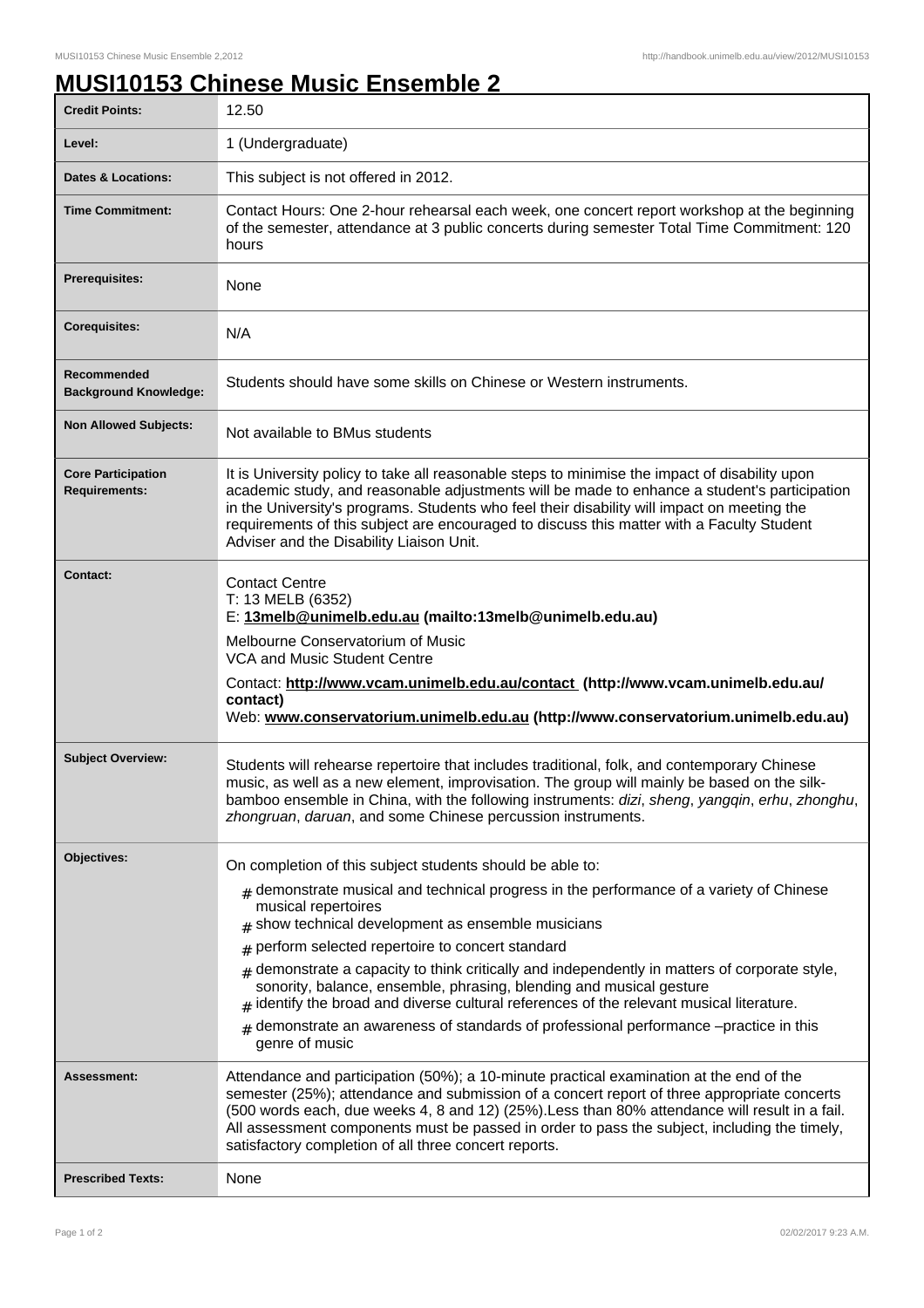# MUSI10153 Chinese Music Ensemble 2

| | |
|---|---|
| **Credit Points:** | 12.50 |
| **Level:** | 1 (Undergraduate) |
| **Dates & Locations:** | This subject is not offered in 2012. |
| **Time Commitment:** | Contact Hours: One 2-hour rehearsal each week, one concert report workshop at the beginning of the semester, attendance at 3 public concerts during semester Total Time Commitment: 120 hours |
| **Prerequisites:** | None |
| **Corequisites:** | N/A |
| **Recommended Background Knowledge:** | Students should have some skills on Chinese or Western instruments. |
| **Non Allowed Subjects:** | Not available to BMus students |
| **Core Participation Requirements:** | It is University policy to take all reasonable steps to minimise the impact of disability upon academic study, and reasonable adjustments will be made to enhance a student's participation in the University's programs. Students who feel their disability will impact on meeting the requirements of this subject are encouraged to discuss this matter with a Faculty Student Adviser and the Disability Liaison Unit. |
| **Contact:** | Contact Centre<br>T: 13 MELB (6352)<br>E: **13melb@unimelb.edu.au (mailto:13melb@unimelb.edu.au)**<br>Melbourne Conservatorium of Music<br>VCA and Music Student Centre<br>Contact: **http://www.vcam.unimelb.edu.au/contact (http://www.vcam.unimelb.edu.au/contact)**<br>Web: **www.conservatorium.unimelb.edu.au (http://www.conservatorium.unimelb.edu.au)** |
| **Subject Overview:** | Students will rehearse repertoire that includes traditional, folk, and contemporary Chinese music, as well as a new element, improvisation. The group will mainly be based on the silk-bamboo ensemble in China, with the following instruments: *dizi*, *sheng*, *yangqin*, *erhu*, *zhonghu*, *zhongruan*, *daruan*, and some Chinese percussion instruments. |
| **Objectives:** | On completion of this subject students should be able to:<br># demonstrate musical and technical progress in the performance of a variety of Chinese musical repertoires<br># show technical development as ensemble musicians<br># perform selected repertoire to concert standard<br># demonstrate a capacity to think critically and independently in matters of corporate style, sonority, balance, ensemble, phrasing, blending and musical gesture<br># identify the broad and diverse cultural references of the relevant musical literature.<br># demonstrate an awareness of standards of professional performance –practice in this genre of music |
| **Assessment:** | Attendance and participation (50%); a 10-minute practical examination at the end of the semester (25%); attendance and submission of a concert report of three appropriate concerts (500 words each, due weeks 4, 8 and 12) (25%).Less than 80% attendance will result in a fail. All assessment components must be passed in order to pass the subject, including the timely, satisfactory completion of all three concert reports. |
| **Prescribed Texts:** | None |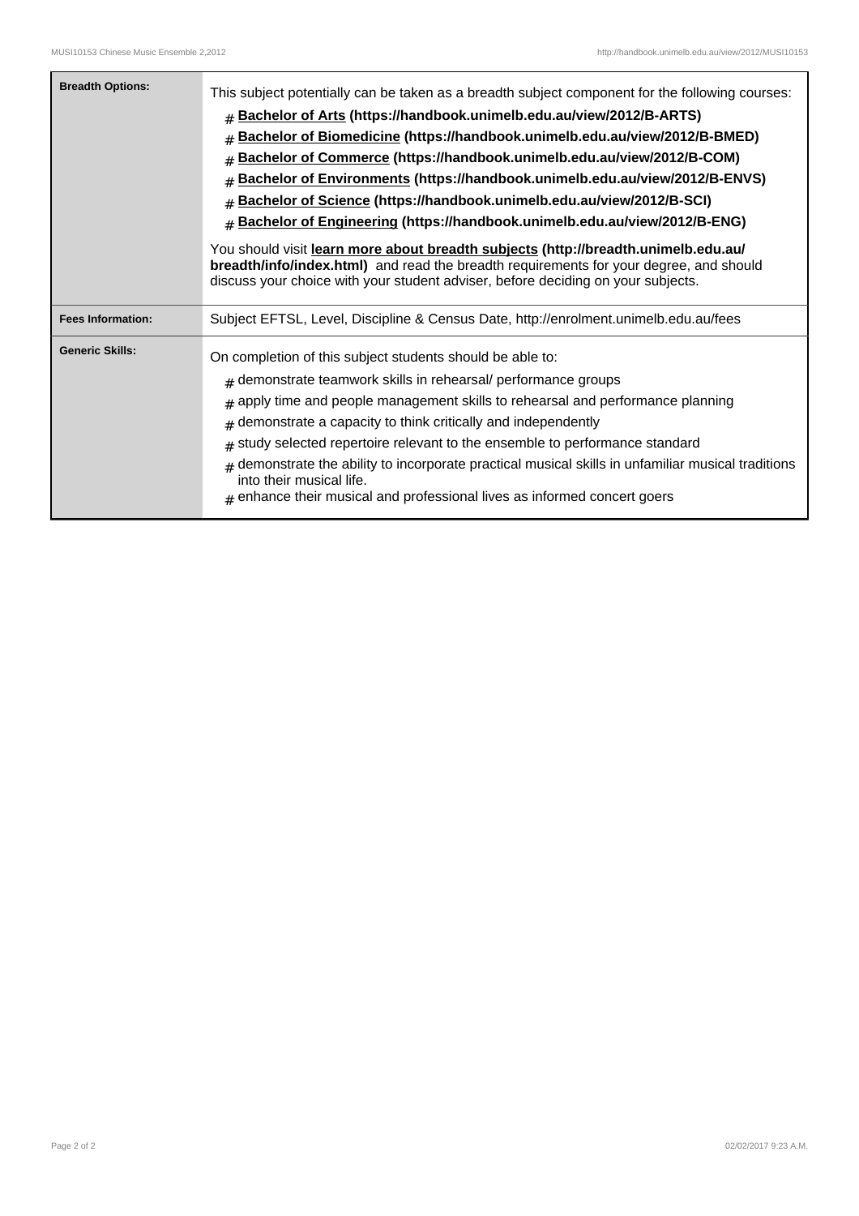| | |
|---|---|
| **Breadth Options:** | This subject potentially can be taken as a breadth subject component for the following courses:<br># **Bachelor of Arts (https://handbook.unimelb.edu.au/view/2012/B-ARTS)**<br># **Bachelor of Biomedicine (https://handbook.unimelb.edu.au/view/2012/B-BMED)**<br># **Bachelor of Commerce (https://handbook.unimelb.edu.au/view/2012/B-COM)**<br># **Bachelor of Environments (https://handbook.unimelb.edu.au/view/2012/B-ENVS)**<br># **Bachelor of Science (https://handbook.unimelb.edu.au/view/2012/B-SCI)**<br># **Bachelor of Engineering (https://handbook.unimelb.edu.au/view/2012/B-ENG)**<br><br>You should visit **learn more about breadth subjects (http://breadth.unimelb.edu.au/breadth/info/index.html)** and read the breadth requirements for your degree, and should discuss your choice with your student adviser, before deciding on your subjects. |
| **Fees Information:** | Subject EFTSL, Level, Discipline & Census Date, http://enrolment.unimelb.edu.au/fees |
| **Generic Skills:** | On completion of this subject students should be able to:<br># demonstrate teamwork skills in rehearsal/ performance groups<br># apply time and people management skills to rehearsal and performance planning<br># demonstrate a capacity to think critically and independently<br># study selected repertoire relevant to the ensemble to performance standard<br># demonstrate the ability to incorporate practical musical skills in unfamiliar musical traditions into their musical life.<br># enhance their musical and professional lives as informed concert goers |